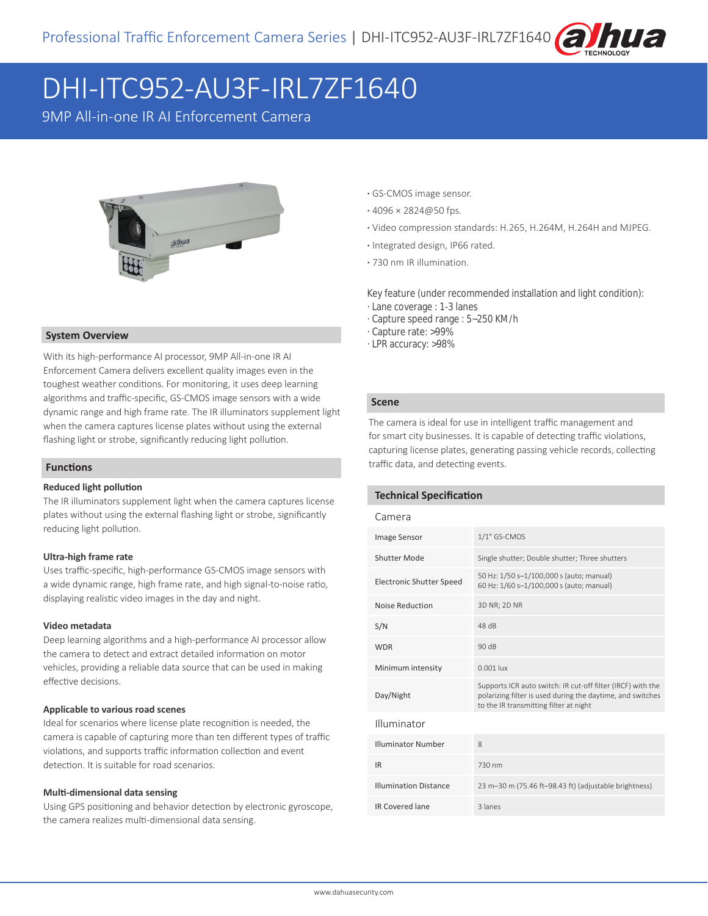# DHI-ITC952-AU3F-IRL7ZF1640

9MP All-in-one IR AI Enforcement Camera

- GS-CMOS image sensor.
- 4096 × 2824@50 fps.
- Video compression standards: H.265, H.264M, H.264H and MJPEG.
- Integrated design, IP66 rated.
- 730 nm IR illumination.

Key feature (under recommended installation and light condition):
· Lane coverage : 1-3 lanes
· Capture speed range : 5~250 KM/h
· Capture rate: >99%
· LPR accuracy: >98%

## System Overview

With its high-performance AI processor, 9MP All-in-one IR AI Enforcement Camera delivers excellent quality images even in the toughest weather conditions. For monitoring, it uses deep learning algorithms and traffic-specific, GS-CMOS image sensors with a wide dynamic range and high frame rate. The IR illuminators supplement light when the camera captures license plates without using the external flashing light or strobe, significantly reducing light pollution.

## Functions

**Reduced light pollution**

The IR illuminators supplement light when the camera captures license plates without using the external flashing light or strobe, significantly reducing light pollution.

**Ultra-high frame rate**

Uses traffic-specific, high-performance GS-CMOS image sensors with a wide dynamic range, high frame rate, and high signal-to-noise ratio, displaying realistic video images in the day and night.

**Video metadata**

Deep learning algorithms and a high-performance AI processor allow the camera to detect and extract detailed information on motor vehicles, providing a reliable data source that can be used in making effective decisions.

**Applicable to various road scenes**

Ideal for scenarios where license plate recognition is needed, the camera is capable of capturing more than ten different types of traffic violations, and supports traffic information collection and event detection. It is suitable for road scenarios.

**Multi-dimensional data sensing**

Using GPS positioning and behavior detection by electronic gyroscope, the camera realizes multi-dimensional data sensing.

## Scene

The camera is ideal for use in intelligent traffic management and for smart city businesses. It is capable of detecting traffic violations, capturing license plates, generating passing vehicle records, collecting traffic data, and detecting events.

## Technical Specification

### Camera

| | |
|---|---|
| Image Sensor | 1/1" GS-CMOS |
| Shutter Mode | Single shutter; Double shutter; Three shutters |
| Electronic Shutter Speed | 50 Hz: 1/50 s–1/100,000 s (auto; manual)<br>60 Hz: 1/60 s–1/100,000 s (auto; manual) |
| Noise Reduction | 3D NR; 2D NR |
| S/N | 48 dB |
| WDR | 90 dB |
| Minimum intensity | 0.001 lux |
| Day/Night | Supports ICR auto switch: IR cut-off filter (IRCF) with the polarizing filter is used during the daytime, and switches to the IR transmitting filter at night |

### Illuminator

| | |
|---|---|
| Illuminator Number | 8 |
| IR | 730 nm |
| Illumination Distance | 23 m–30 m (75.46 ft–98.43 ft) (adjustable brightness) |
| IR Covered lane | 3 lanes |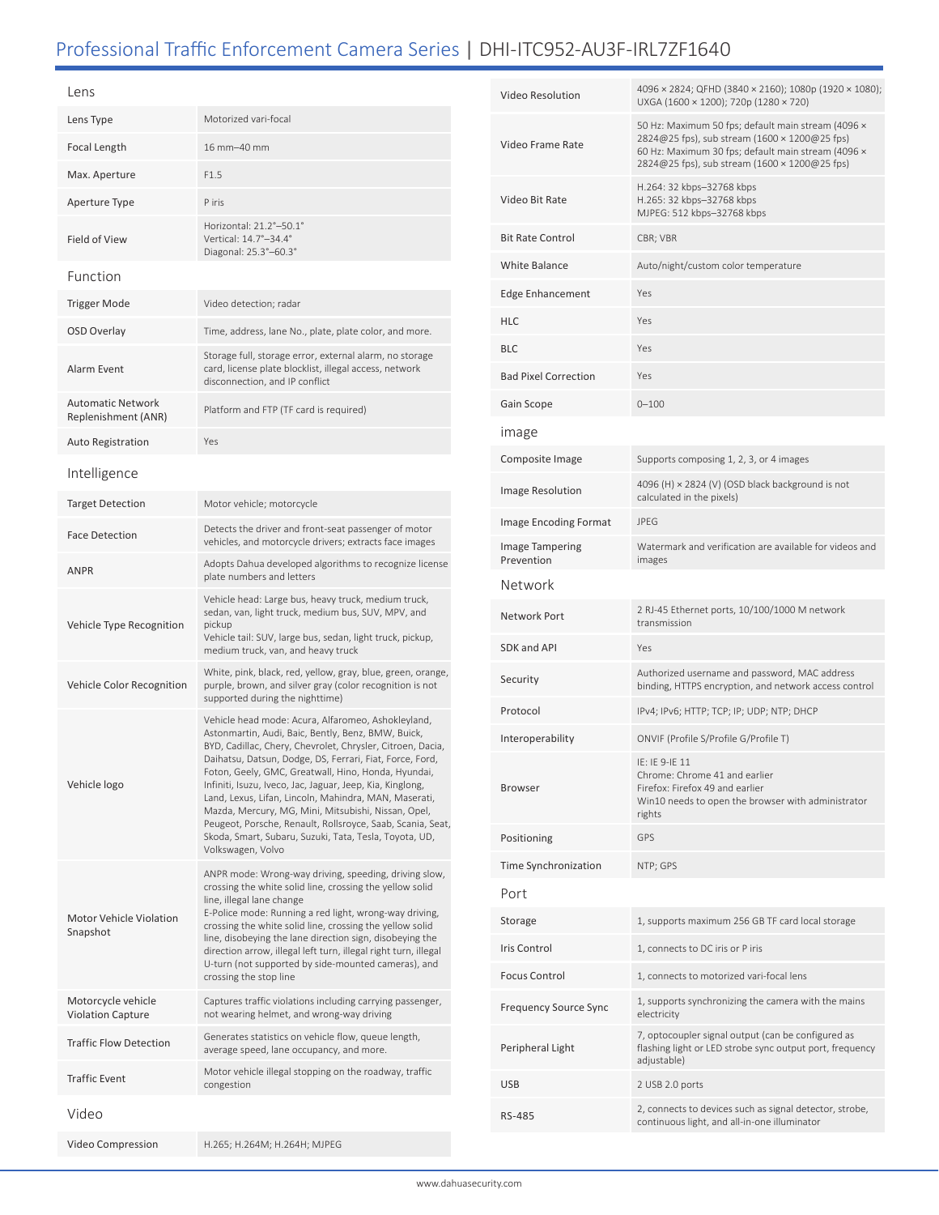# Professional Traffic Enforcement Camera Series | DHI-ITC952-AU3F-IRL7ZF1640

## Lens

| | |
|---|---|
| Lens Type | Motorized vari-focal |
| Focal Length | 16 mm–40 mm |
| Max. Aperture | F1.5 |
| Aperture Type | P iris |
| Field of View | Horizontal: 21.2°–50.1°<br>Vertical: 14.7°–34.4°<br>Diagonal: 25.3°–60.3° |

## Function

| | |
|---|---|
| Trigger Mode | Video detection; radar |
| OSD Overlay | Time, address, lane No., plate, plate color, and more. |
| Alarm Event | Storage full, storage error, external alarm, no storage card, license plate blocklist, illegal access, network disconnection, and IP conflict |
| Automatic Network Replenishment (ANR) | Platform and FTP (TF card is required) |
| Auto Registration | Yes |

## Intelligence

| | |
|---|---|
| Target Detection | Motor vehicle; motorcycle |
| Face Detection | Detects the driver and front-seat passenger of motor vehicles, and motorcycle drivers; extracts face images |
| ANPR | Adopts Dahua developed algorithms to recognize license plate numbers and letters |
| Vehicle Type Recognition | Vehicle head: Large bus, heavy truck, medium truck, sedan, van, light truck, medium bus, SUV, MPV, and pickup<br>Vehicle tail: SUV, large bus, sedan, light truck, pickup, medium truck, van, and heavy truck |
| Vehicle Color Recognition | White, pink, black, red, yellow, gray, blue, green, orange, purple, brown, and silver gray (color recognition is not supported during the nighttime) |
| Vehicle logo | Vehicle head mode: Acura, Alfaromeo, Ashokleyland, Astonmartin, Audi, Baic, Bently, Benz, BMW, Buick, BYD, Cadillac, Chery, Chevrolet, Chrysler, Citroen, Dacia, Daihatsu, Datsun, Dodge, DS, Ferrari, Fiat, Force, Ford, Foton, Geely, GMC, Greatwall, Hino, Honda, Hyundai, Infiniti, Isuzu, Iveco, Jac, Jaguar, Jeep, Kia, Kinglong, Land, Lexus, Lifan, Lincoln, Mahindra, MAN, Maserati, Mazda, Mercury, MG, Mini, Mitsubishi, Nissan, Opel, Peugeot, Porsche, Renault, Rollsroyce, Saab, Scania, Seat, Skoda, Smart, Subaru, Suzuki, Tata, Tesla, Toyota, UD, Volkswagen, Volvo |
| Motor Vehicle Violation Snapshot | ANPR mode: Wrong-way driving, speeding, driving slow, crossing the white solid line, crossing the yellow solid line, illegal lane change<br>E-Police mode: Running a red light, wrong-way driving, crossing the white solid line, crossing the yellow solid line, disobeying the lane direction sign, disobeying the direction arrow, illegal left turn, illegal right turn, illegal U-turn (not supported by side-mounted cameras), and crossing the stop line |
| Motorcycle vehicle Violation Capture | Captures traffic violations including carrying passenger, not wearing helmet, and wrong-way driving |
| Traffic Flow Detection | Generates statistics on vehicle flow, queue length, average speed, lane occupancy, and more. |
| Traffic Event | Motor vehicle illegal stopping on the roadway, traffic congestion |

## Video

| | |
|---|---|
| Video Compression | H.265; H.264M; H.264H; MJPEG |
| Video Resolution | 4096 × 2824; QFHD (3840 × 2160); 1080p (1920 × 1080); UXGA (1600 × 1200); 720p (1280 × 720) |
| Video Frame Rate | 50 Hz: Maximum 50 fps; default main stream (4096 × 2824@25 fps), sub stream (1600 × 1200@25 fps)<br>60 Hz: Maximum 30 fps; default main stream (4096 × 2824@25 fps), sub stream (1600 × 1200@25 fps) |
| Video Bit Rate | H.264: 32 kbps–32768 kbps<br>H.265: 32 kbps–32768 kbps<br>MJPEG: 512 kbps–32768 kbps |
| Bit Rate Control | CBR; VBR |
| White Balance | Auto/night/custom color temperature |
| Edge Enhancement | Yes |
| HLC | Yes |
| BLC | Yes |
| Bad Pixel Correction | Yes |
| Gain Scope | 0–100 |

## image

| | |
|---|---|
| Composite Image | Supports composing 1, 2, 3, or 4 images |
| Image Resolution | 4096 (H) × 2824 (V) (OSD black background is not calculated in the pixels) |
| Image Encoding Format | JPEG |
| Image Tampering Prevention | Watermark and verification are available for videos and images |

## Network

| | |
|---|---|
| Network Port | 2 RJ-45 Ethernet ports, 10/100/1000 M network transmission |
| SDK and API | Yes |
| Security | Authorized username and password, MAC address binding, HTTPS encryption, and network access control |
| Protocol | IPv4; IPv6; HTTP; TCP; IP; UDP; NTP; DHCP |
| Interoperability | ONVIF (Profile S/Profile G/Profile T) |
| Browser | IE: IE 9-IE 11<br>Chrome: Chrome 41 and earlier<br>Firefox: Firefox 49 and earlier<br>Win10 needs to open the browser with administrator rights |
| Positioning | GPS |
| Time Synchronization | NTP; GPS |

## Port

| | |
|---|---|
| Storage | 1, supports maximum 256 GB TF card local storage |
| Iris Control | 1, connects to DC iris or P iris |
| Focus Control | 1, connects to motorized vari-focal lens |
| Frequency Source Sync | 1, supports synchronizing the camera with the mains electricity |
| Peripheral Light | 7, optocoupler signal output (can be configured as flashing light or LED strobe sync output port, frequency adjustable) |
| USB | 2 USB 2.0 ports |
| RS-485 | 2, connects to devices such as signal detector, strobe, continuous light, and all-in-one illuminator |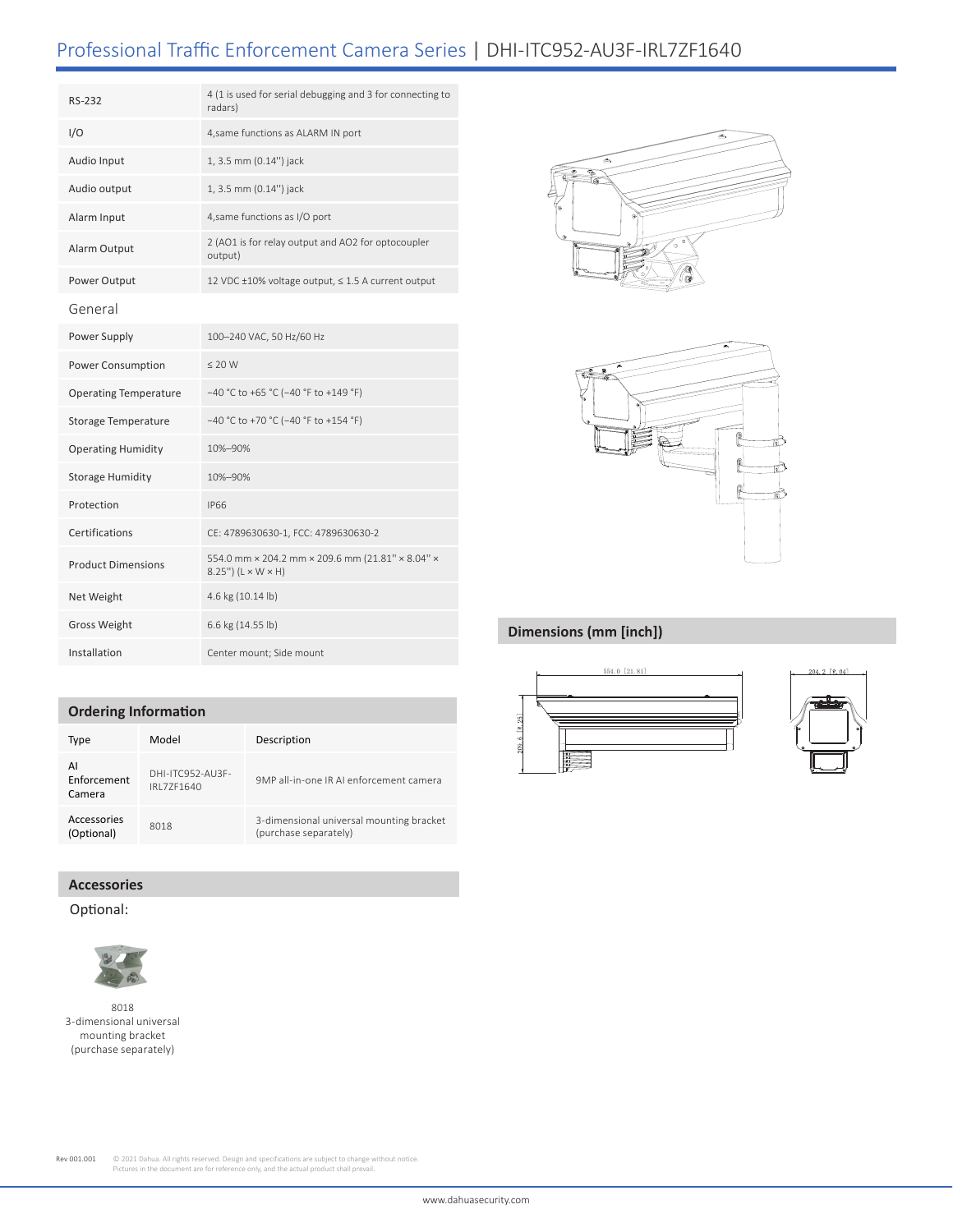# Professional Traffic Enforcement Camera Series | DHI-ITC952-AU3F-IRL7ZF1640

| | |
|---|---|
| RS-232 | 4 (1 is used for serial debugging and 3 for connecting to radars) |
| I/O | 4,same functions as ALARM IN port |
| Audio Input | 1, 3.5 mm (0.14'') jack |
| Audio output | 1, 3.5 mm (0.14'') jack |
| Alarm Input | 4,same functions as I/O port |
| Alarm Output | 2 (AO1 is for relay output and AO2 for optocoupler output) |
| Power Output | 12 VDC ±10% voltage output, ≤ 1.5 A current output |

## General

| | |
|---|---|
| Power Supply | 100–240 VAC, 50 Hz/60 Hz |
| Power Consumption | ≤ 20 W |
| Operating Temperature | –40 °C to +65 °C (–40 °F to +149 °F) |
| Storage Temperature | –40 °C to +70 °C (–40 °F to +154 °F) |
| Operating Humidity | 10%–90% |
| Storage Humidity | 10%–90% |
| Protection | IP66 |
| Certifications | CE: 4789630630-1, FCC: 4789630630-2 |
| Product Dimensions | 554.0 mm × 204.2 mm × 209.6 mm (21.81'' × 8.04'' × 8.25'') (L × W × H) |
| Net Weight | 4.6 kg (10.14 lb) |
| Gross Weight | 6.6 kg (14.55 lb) |
| Installation | Center mount; Side mount |

## Ordering Information

| Type | Model | Description |
|---|---|---|
| AI Enforcement Camera | DHI-ITC952-AU3F-IRL7ZF1640 | 9MP all-in-one IR AI enforcement camera |
| Accessories (Optional) | 8018 | 3-dimensional universal mounting bracket (purchase separately) |

## Accessories

Optional:

8018
3-dimensional universal mounting bracket
(purchase separately)

## Dimensions (mm [inch])

554.0 [21.81]

209.6 [8.25]

204.2 [8.04]

Rev 001.001 © 2021 Dahua. All rights reserved. Design and specifications are subject to change without notice.
Pictures in the document are for reference only, and the actual product shall prevail.

www.dahuasecurity.com